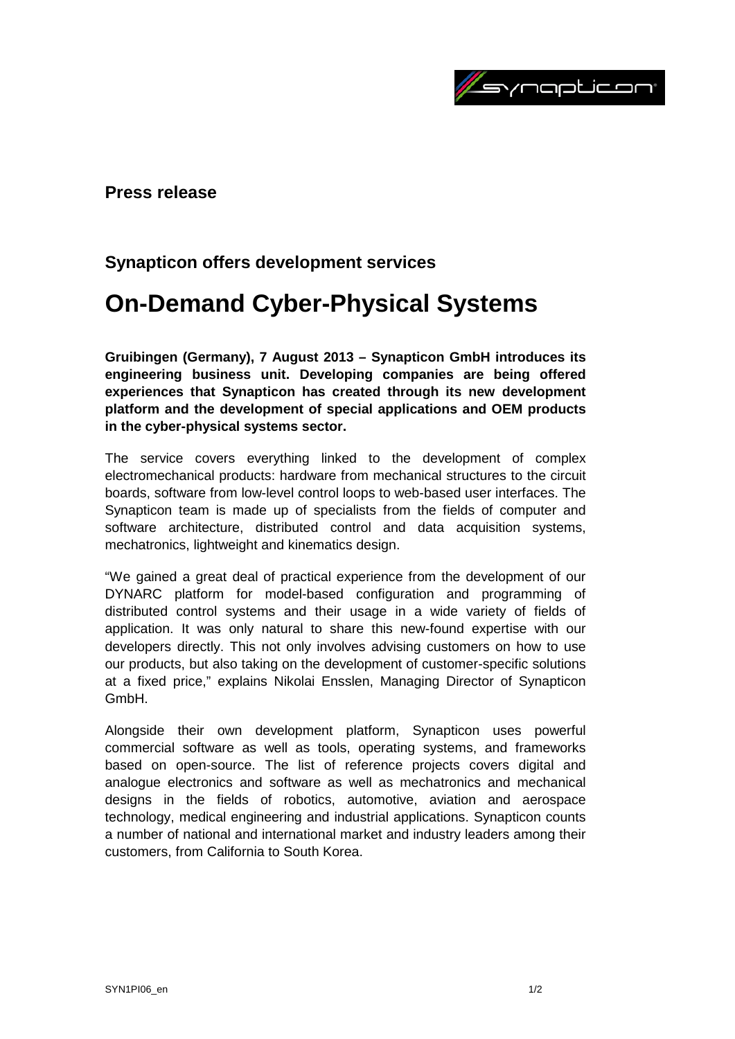**Press release**

## Synapticon offers development services

# On-Demand Cyber-Physical Systems

**Gruibingen (Germany), 7 August 2013 – Synapticon GmbH introduces its engineering business unit. Developing companies are being offered experiences that Synapticon has created through its new development platform and the development of special applications and OEM products in the cyber-physical systems sector.**

The service covers everything linked to the development of complex electromechanical products: hardware from mechanical structures to the circuit boards, software from low-level control loops to web-based user interfaces. The Synapticon team is made up of specialists from the fields of computer and software architecture, distributed control and data acquisition systems, mechatronics, lightweight and kinematics design.

“We gained a great deal of practical experience from the development of our DYNARC platform for model-based configuration and programming of distributed control systems and their usage in a wide variety of fields of application. It was only natural to share this new-found expertise with our developers directly. This not only involves advising customers on how to use our products, but also taking on the development of customer-specific solutions at a fixed price,” explains Nikolai Ensslen, Managing Director of Synapticon GmbH.

Alongside their own development platform, Synapticon uses powerful commercial software as well as tools, operating systems, and frameworks based on open-source. The list of reference projects covers digital and analogue electronics and software as well as mechatronics and mechanical designs in the fields of robotics, automotive, aviation and aerospace technology, medical engineering and industrial applications. Synapticon counts a number of national and international market and industry leaders among their customers, from California to South Korea.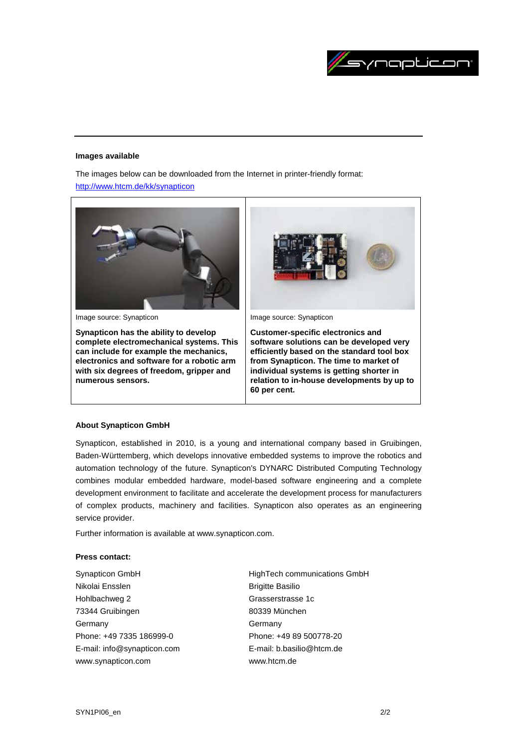**Images available**

The images below can be downloaded from the Internet in printer-friendly format:
[http://www.htcm.de/kk/synapticon](http://www.htcm.de/kk/synapticon)

| | |
|---|---|
| Image source: Synapticon | Image source: Synapticon |
| **Synapticon has the ability to develop complete electromechanical systems. This can include for example the mechanics, electronics and software for a robotic arm with six degrees of freedom, gripper and numerous sensors.** | **Customer-specific electronics and software solutions can be developed very efficiently based on the standard tool box from Synapticon. The time to market of individual systems is getting shorter in relation to in-house developments by up to 60 per cent.** |

**About Synapticon GmbH**

Synapticon, established in 2010, is a young and international company based in Gruibingen, Baden-Württemberg, which develops innovative embedded systems to improve the robotics and automation technology of the future. Synapticon's DYNARC Distributed Computing Technology combines modular embedded hardware, model-based software engineering and a complete development environment to facilitate and accelerate the development process for manufacturers of complex products, machinery and facilities. Synapticon also operates as an engineering service provider.

Further information is available at www.synapticon.com.

**Press contact:**

Synapticon GmbH
Nikolai Ensslen
Hohlbachweg 2
73344 Gruibingen
Germany
Phone: +49 7335 186999-0
E-mail: info@synapticon.com
www.synapticon.com

HighTech communications GmbH
Brigitte Basilio
Grasserstrasse 1c
80339 München
Germany
Phone: +49 89 500778-20
E-mail: b.basilio@htcm.de
www.htcm.de

SYN1PI06_en